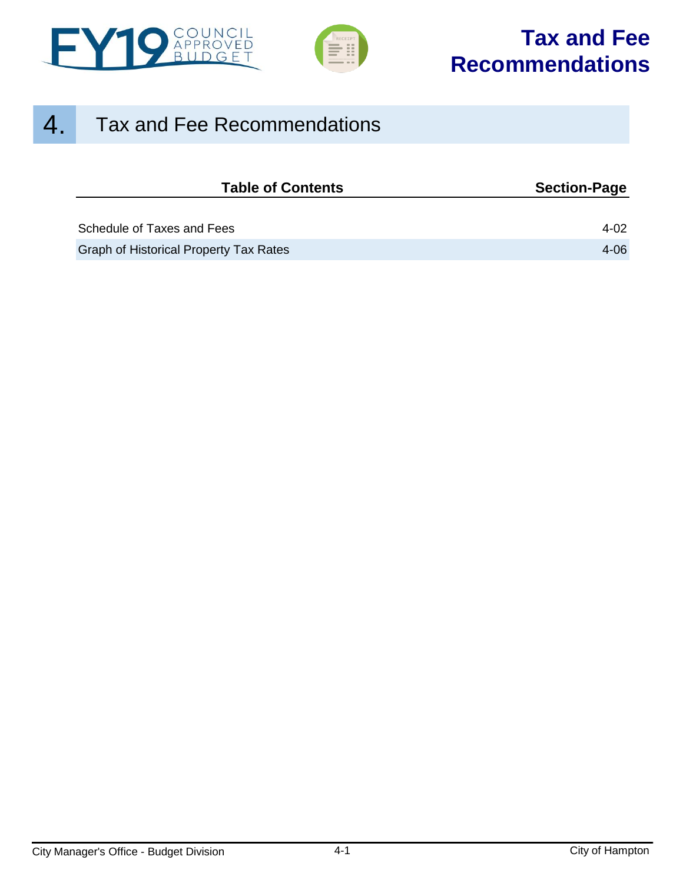# Tax and Fee Recommendations

## 4. Tax and Fee Recommendations

| Table of Contents | Section-Page |
| --- | --- |
| Schedule of Taxes and Fees | 4-02 |
| Graph of Historical Property Tax Rates | 4-06 |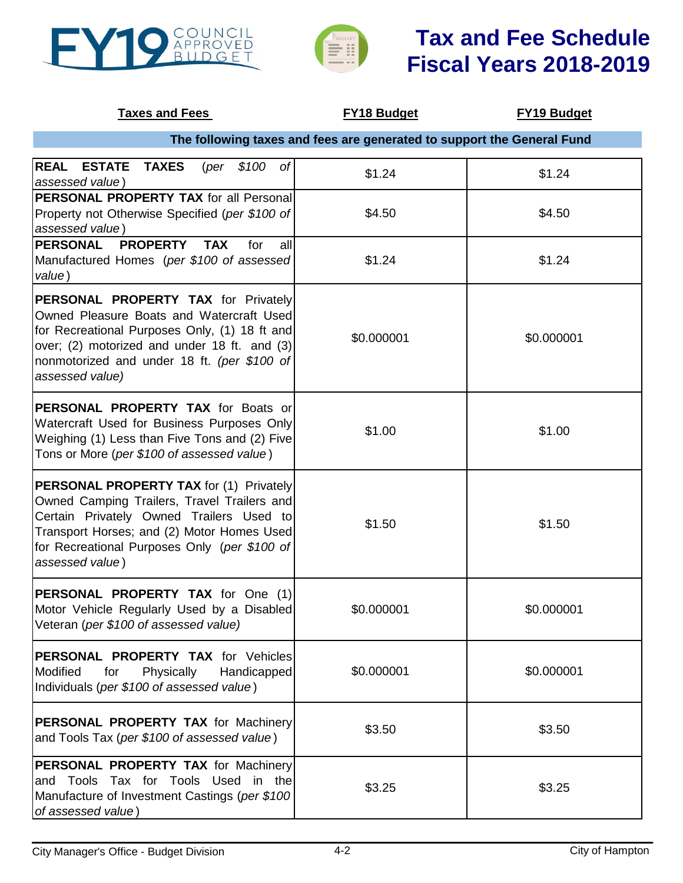# Tax and Fee Schedule Fiscal Years 2018-2019

| Taxes and Fees | FY18 Budget | FY19 Budget |
|---|---|---|
| **The following taxes and fees are generated to support the General Fund** | | |
| **REAL ESTATE TAXES** (*per $100 of assessed value*) | $1.24 | $1.24 |
| **PERSONAL PROPERTY TAX** for all Personal Property not Otherwise Specified (*per $100 of assessed value*) | $4.50 | $4.50 |
| **PERSONAL PROPERTY TAX** for all Manufactured Homes (*per $100 of assessed value*) | $1.24 | $1.24 |
| **PERSONAL PROPERTY TAX** for Privately Owned Pleasure Boats and Watercraft Used for Recreational Purposes Only, (1) 18 ft and over; (2) motorized and under 18 ft. and (3) nonmotorized and under 18 ft. *(per $100 of assessed value)* | $0.000001 | $0.000001 |
| **PERSONAL PROPERTY TAX** for Boats or Watercraft Used for Business Purposes Only Weighing (1) Less than Five Tons and (2) Five Tons or More (*per $100 of assessed value*) | $1.00 | $1.00 |
| **PERSONAL PROPERTY TAX** for (1) Privately Owned Camping Trailers, Travel Trailers and Certain Privately Owned Trailers Used to Transport Horses; and (2) Motor Homes Used for Recreational Purposes Only (*per $100 of assessed value*) | $1.50 | $1.50 |
| **PERSONAL PROPERTY TAX** for One (1) Motor Vehicle Regularly Used by a Disabled Veteran (*per $100 of assessed value)* | $0.000001 | $0.000001 |
| **PERSONAL PROPERTY TAX** for Vehicles Modified for Physically Handicapped Individuals (*per $100 of assessed value*) | $0.000001 | $0.000001 |
| **PERSONAL PROPERTY TAX** for Machinery and Tools Tax (*per $100 of assessed value*) | $3.50 | $3.50 |
| **PERSONAL PROPERTY TAX** for Machinery and Tools Tax for Tools Used in the Manufacture of Investment Castings (*per $100 of assessed value*) | $3.25 | $3.25 |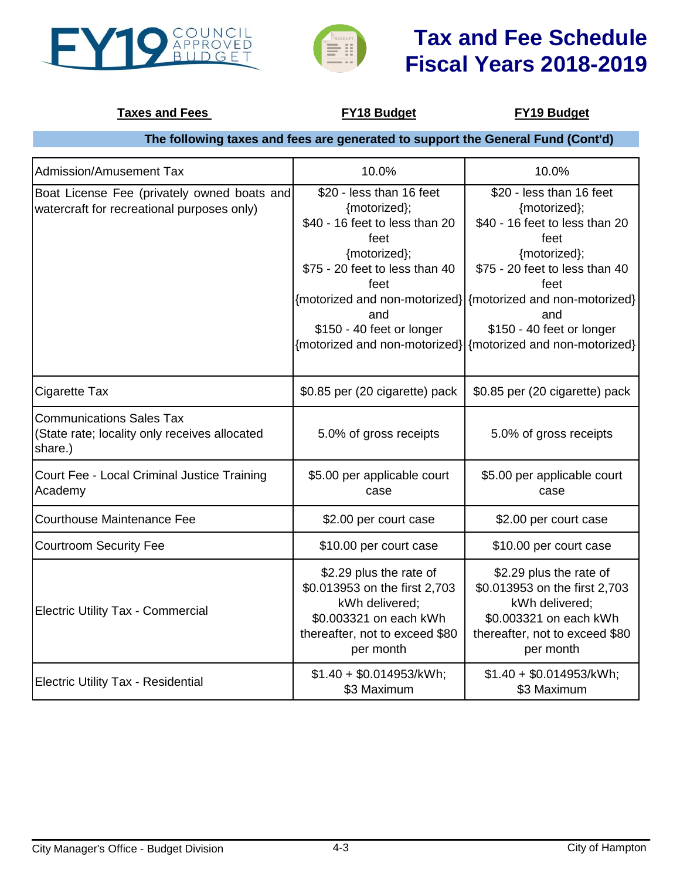# Tax and Fee Schedule Fiscal Years 2018-2019

| Taxes and Fees | FY18 Budget | FY19 Budget |
|---|---|---|
| **The following taxes and fees are generated to support the General Fund (Cont'd)** | | |
| Admission/Amusement Tax | 10.0% | 10.0% |
| Boat License Fee (privately owned boats and watercraft for recreational purposes only) | $20 - less than 16 feet {motorized}; $40 - 16 feet to less than 20 feet {motorized}; $75 - 20 feet to less than 40 feet {motorized and non-motorized} and $150 - 40 feet or longer {motorized and non-motorized} | $20 - less than 16 feet {motorized}; $40 - 16 feet to less than 20 feet {motorized}; $75 - 20 feet to less than 40 feet {motorized and non-motorized} and $150 - 40 feet or longer {motorized and non-motorized} |
| Cigarette Tax | $0.85 per (20 cigarette) pack | $0.85 per (20 cigarette) pack |
| Communications Sales Tax (State rate; locality only receives allocated share.) | 5.0% of gross receipts | 5.0% of gross receipts |
| Court Fee - Local Criminal Justice Training Academy | $5.00 per applicable court case | $5.00 per applicable court case |
| Courthouse Maintenance Fee | $2.00 per court case | $2.00 per court case |
| Courtroom Security Fee | $10.00 per court case | $10.00 per court case |
| Electric Utility Tax - Commercial | $2.29 plus the rate of $0.013953 on the first 2,703 kWh delivered; $0.003321 on each kWh thereafter, not to exceed $80 per month | $2.29 plus the rate of $0.013953 on the first 2,703 kWh delivered; $0.003321 on each kWh thereafter, not to exceed $80 per month |
| Electric Utility Tax - Residential | $1.40 + $0.014953/kWh; $3 Maximum | $1.40 + $0.014953/kWh; $3 Maximum |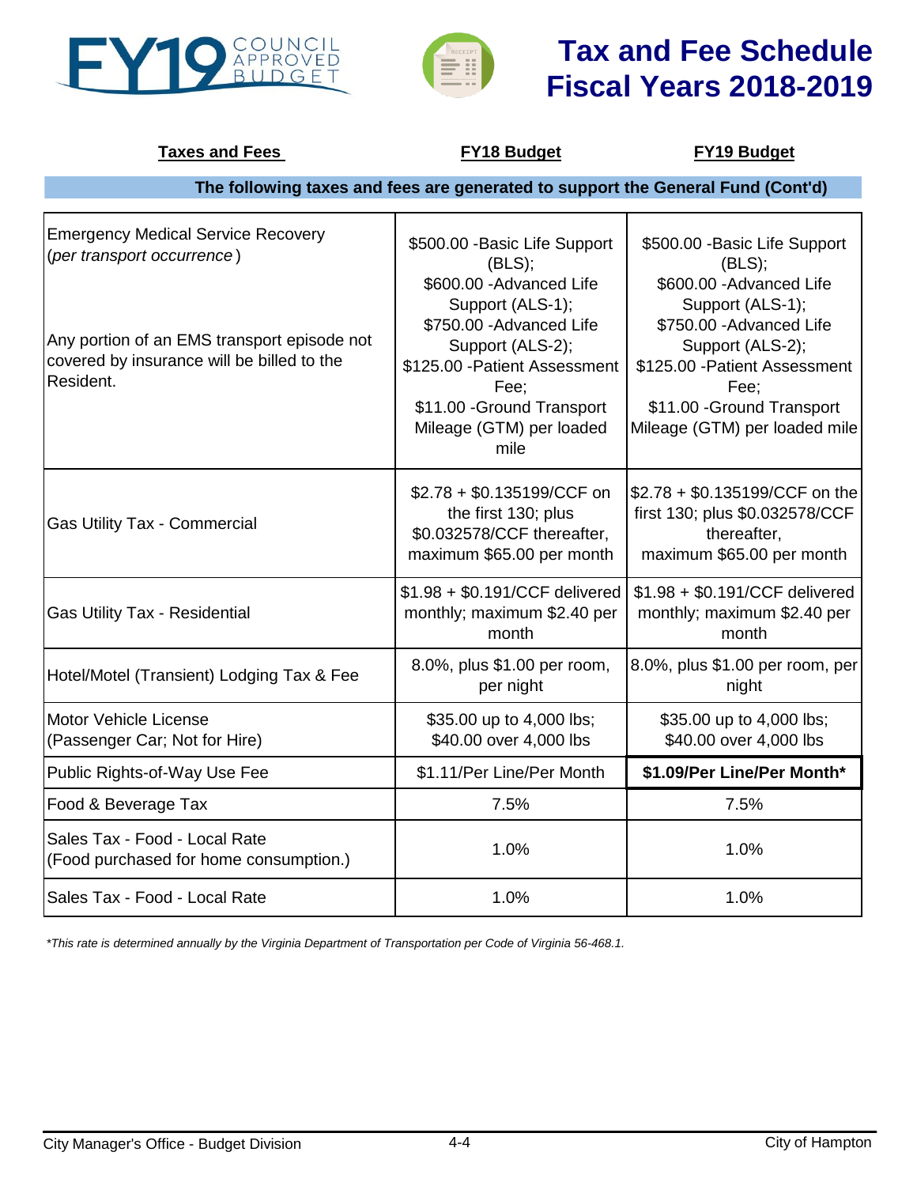# Tax and Fee Schedule Fiscal Years 2018-2019

| Taxes and Fees | FY18 Budget | FY19 Budget |
|---|---|---|
| **The following taxes and fees are generated to support the General Fund (Cont'd)** | | |
| Emergency Medical Service Recovery (*per transport occurrence*)<br><br>Any portion of an EMS transport episode not covered by insurance will be billed to the Resident. | $500.00 -Basic Life Support (BLS);<br>$600.00 -Advanced Life Support (ALS-1);<br>$750.00 -Advanced Life Support (ALS-2);<br>$125.00 -Patient Assessment Fee;<br>$11.00 -Ground Transport Mileage (GTM) per loaded mile | $500.00 -Basic Life Support (BLS);<br>$600.00 -Advanced Life Support (ALS-1);<br>$750.00 -Advanced Life Support (ALS-2);<br>$125.00 -Patient Assessment Fee;<br>$11.00 -Ground Transport Mileage (GTM) per loaded mile |
| Gas Utility Tax - Commercial | $2.78 + $0.135199/CCF on the first 130; plus $0.032578/CCF thereafter, maximum $65.00 per month | $2.78 + $0.135199/CCF on the first 130; plus $0.032578/CCF thereafter, maximum $65.00 per month |
| Gas Utility Tax - Residential | $1.98 + $0.191/CCF delivered monthly; maximum $2.40 per month | $1.98 + $0.191/CCF delivered monthly; maximum $2.40 per month |
| Hotel/Motel (Transient) Lodging Tax & Fee | 8.0%, plus $1.00 per room, per night | 8.0%, plus $1.00 per room, per night |
| Motor Vehicle License (Passenger Car; Not for Hire) | $35.00 up to 4,000 lbs; $40.00 over 4,000 lbs | $35.00 up to 4,000 lbs; $40.00 over 4,000 lbs |
| Public Rights-of-Way Use Fee | $1.11/Per Line/Per Month | **$1.09/Per Line/Per Month*** |
| Food & Beverage Tax | 7.5% | 7.5% |
| Sales Tax - Food - Local Rate (Food purchased for home consumption.) | 1.0% | 1.0% |
| Sales Tax - Food - Local Rate | 1.0% | 1.0% |

*\*This rate is determined annually by the Virginia Department of Transportation per Code of Virginia 56-468.1.*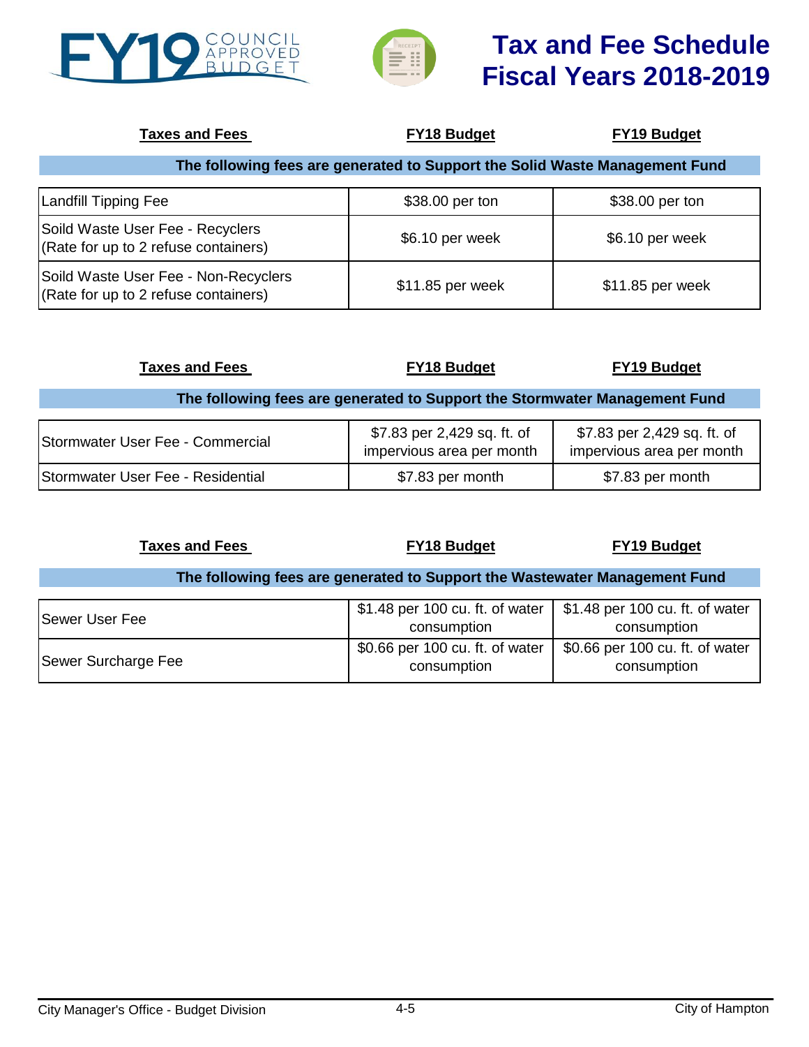# Tax and Fee Schedule Fiscal Years 2018-2019

| Taxes and Fees | FY18 Budget | FY19 Budget |
|---|---|---|
| **The following fees are generated to Support the Solid Waste Management Fund** | | |
| Landfill Tipping Fee | $38.00 per ton | $38.00 per ton |
| Soild Waste User Fee - Recyclers (Rate for up to 2 refuse containers) | $6.10 per week | $6.10 per week |
| Soild Waste User Fee - Non-Recyclers (Rate for up to 2 refuse containers) | $11.85 per week | $11.85 per week |

| Taxes and Fees | FY18 Budget | FY19 Budget |
|---|---|---|
| **The following fees are generated to Support the Stormwater Management Fund** | | |
| Stormwater User Fee - Commercial | $7.83 per 2,429 sq. ft. of impervious area per month | $7.83 per 2,429 sq. ft. of impervious area per month |
| Stormwater User Fee - Residential | $7.83 per month | $7.83 per month |

| Taxes and Fees | FY18 Budget | FY19 Budget |
|---|---|---|
| **The following fees are generated to Support the Wastewater Management Fund** | | |
| Sewer User Fee | $1.48 per 100 cu. ft. of water consumption | $1.48 per 100 cu. ft. of water consumption |
| Sewer Surcharge Fee | $0.66 per 100 cu. ft. of water consumption | $0.66 per 100 cu. ft. of water consumption |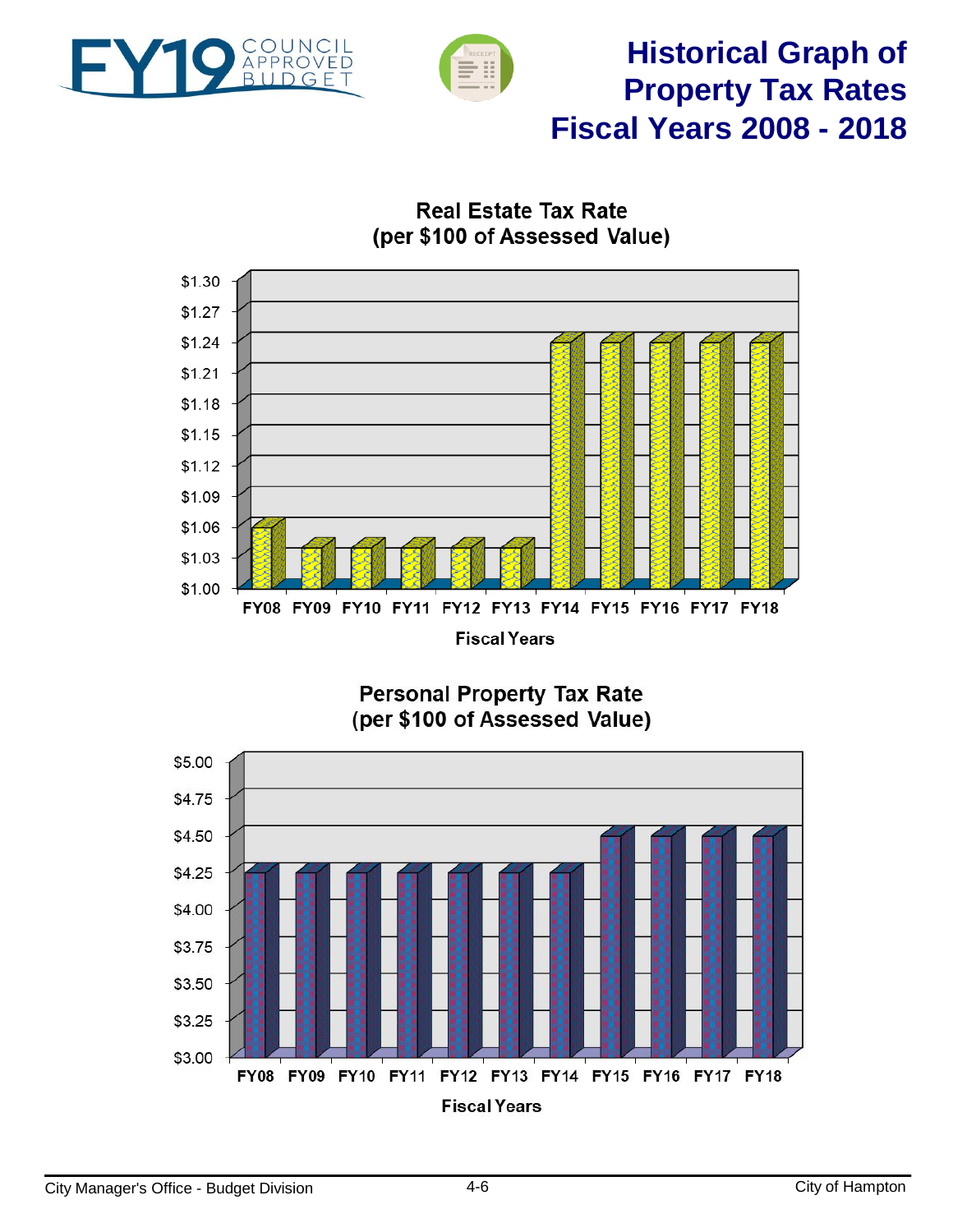FY19 COUNCIL APPROVED BUDGET

# Historical Graph of Property Tax Rates Fiscal Years 2008 - 2018

## Real Estate Tax Rate (per $100 of Assessed Value)

$1.30
$1.27
$1.24
$1.21
$1.18
$1.15
$1.12
$1.09
$1.06
$1.03
$1.00

FY08 FY09 FY10 FY11 FY12 FY13 FY14 FY15 FY16 FY17 FY18

Fiscal Years

## Personal Property Tax Rate (per $100 of Assessed Value)

$5.00
$4.75
$4.50
$4.25
$4.00
$3.75
$3.50
$3.25
$3.00

FY08 FY09 FY10 FY11 FY12 FY13 FY14 FY15 FY16 FY17 FY18

Fiscal Years